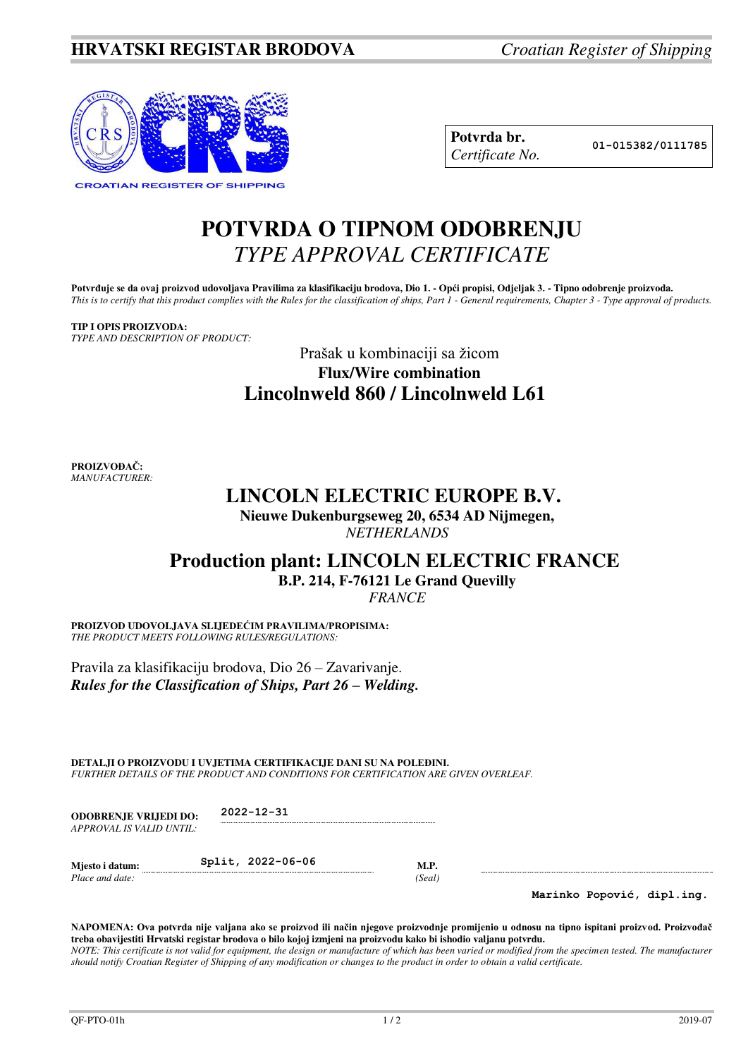**HRVATSKI REGISTAR BRODOVA** *Croatian Register of Shipping*

CROATIAN REGISTER OF SHIPPING

| **Potvrda br.** *Certificate No.* | 01-015382/0111785 |
|---|---|

# POTVRDA O TIPNOM ODOBRENJU
## *TYPE APPROVAL CERTIFICATE*

**Potvrđuje se da ovaj proizvod udovoljava Pravilima za klasifikaciju brodova, Dio 1. - Opći propisi, Odjeljak 3. - Tipno odobrenje proizvoda.**
*This is to certify that this product complies with the Rules for the classification of ships, Part 1 - General requirements, Chapter 3 - Type approval of products.*

**TIP I OPIS PROIZVODA:**
*TYPE AND DESCRIPTION OF PRODUCT:*

Prašak u kombinaciji sa žicom
**Flux/Wire combination**
**Lincolnweld 860 / Lincolnweld L61**

**PROIZVOĐAČ:**
*MANUFACTURER:*

**LINCOLN ELECTRIC EUROPE B.V.**
**Nieuwe Dukenburgseweg 20, 6534 AD Nijmegen,**
*NETHERLANDS*

**Production plant: LINCOLN ELECTRIC FRANCE**
**B.P. 214, F-76121 Le Grand Quevilly**
*FRANCE*

**PROIZVOD UDOVOLJAVA SLIJEDEĆIM PRAVILIMA/PROPISIMA:**
*THE PRODUCT MEETS FOLLOWING RULES/REGULATIONS:*

Pravila za klasifikaciju brodova, Dio 26 – Zavarivanje.
***Rules for the Classification of Ships, Part 26 – Welding.***

**DETALJI O PROIZVODU I UVJETIMA CERTIFIKACIJE DANI SU NA POLEĐINI.**
*FURTHER DETAILS OF THE PRODUCT AND CONDITIONS FOR CERTIFICATION ARE GIVEN OVERLEAF.*

**ODOBRENJE VRIJEDI DO:** *APPROVAL IS VALID UNTIL:* 2022-12-31

**Mjesto i datum:** *Place and date:* Split, 2022-06-06

**M.P.** *(Seal)*

Marinko Popović, dipl.ing.

**NAPOMENA: Ova potvrda nije valjana ako se proizvod ili način njegove proizvodnje promijenio u odnosu na tipno ispitani proizvod. Proizvođač treba obavijestiti Hrvatski registar brodova o bilo kojoj izmjeni na proizvodu kako bi ishodio valjanu potvrdu.**
*NOTE: This certificate is not valid for equipment, the design or manufacture of which has been varied or modified from the specimen tested. The manufacturer should notify Croatian Register of Shipping of any modification or changes to the product in order to obtain a valid certificate.*

QF-PTO-01h 2019-07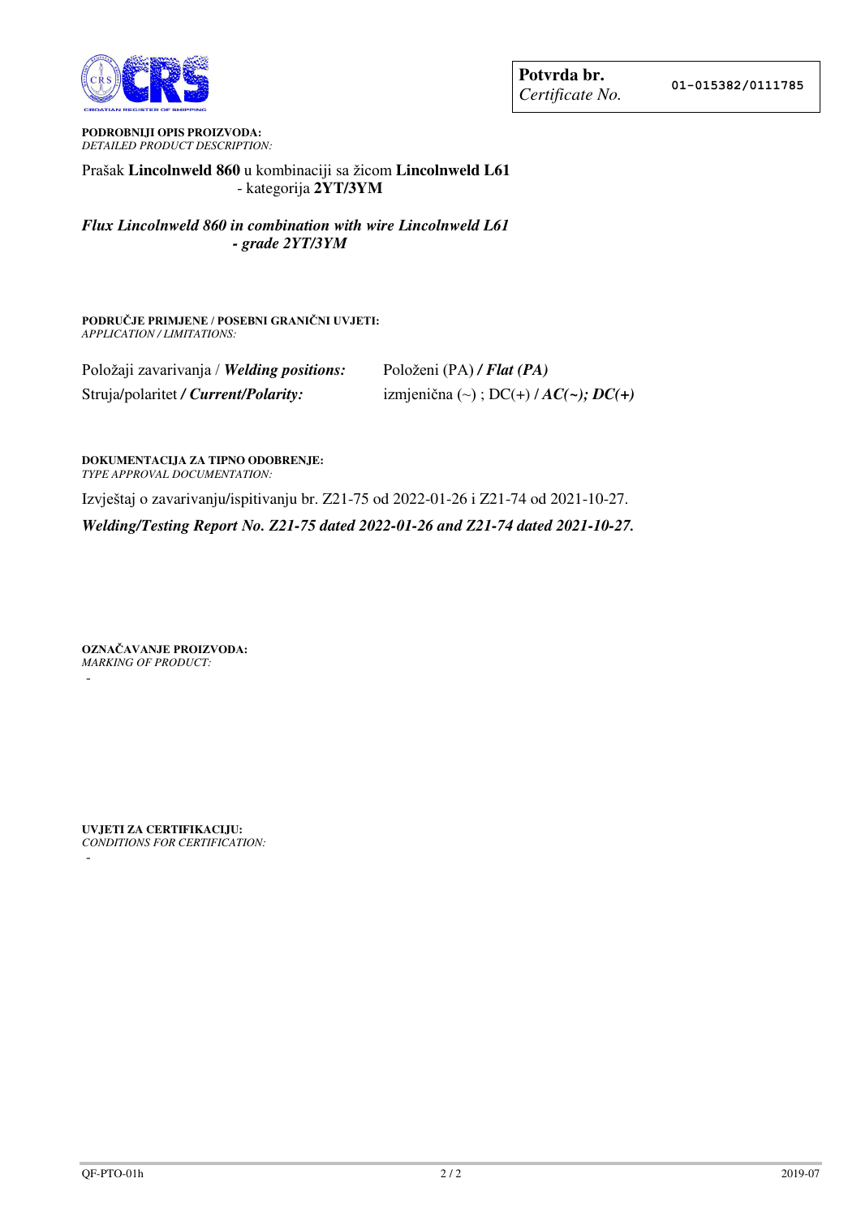**Potvrda br.** 
*Certificate No.* 01-015382/0111785

**PODROBNIJI OPIS PROIZVODA:**
*DETAILED PRODUCT DESCRIPTION:*

Prašak **Lincolnweld 860** u kombinaciji sa žicom **Lincolnweld L61** - kategorija **2YT/3YM**

***Flux Lincolnweld 860 in combination with wire Lincolnweld L61 - grade 2YT/3YM***

**PODRUČJE PRIMJENE / POSEBNI GRANIČNI UVJETI:**
*APPLICATION / LIMITATIONS:*

| | |
|---|---|
| Položaji zavarivanja / ***Welding positions:*** | Položeni (PA) ***/ Flat (PA)*** |
| Struja/polaritet ***/ Current/Polarity:*** | izmjenična (~) ; DC(+) / ***AC(~); DC(+)*** |

**DOKUMENTACIJA ZA TIPNO ODOBRENJE:**
*TYPE APPROVAL DOCUMENTATION:*

Izvještaj o zavarivanju/ispitivanju br. Z21-75 od 2022-01-26 i Z21-74 od 2021-10-27.

***Welding/Testing Report No. Z21-75 dated 2022-01-26 and Z21-74 dated 2021-10-27.***

**OZNAČAVANJE PROIZVODA:**
*MARKING OF PRODUCT:*

-

**UVJETI ZA CERTIFIKACIJU:**
*CONDITIONS FOR CERTIFICATION:*

-

QF-PTO-01h 2019-07